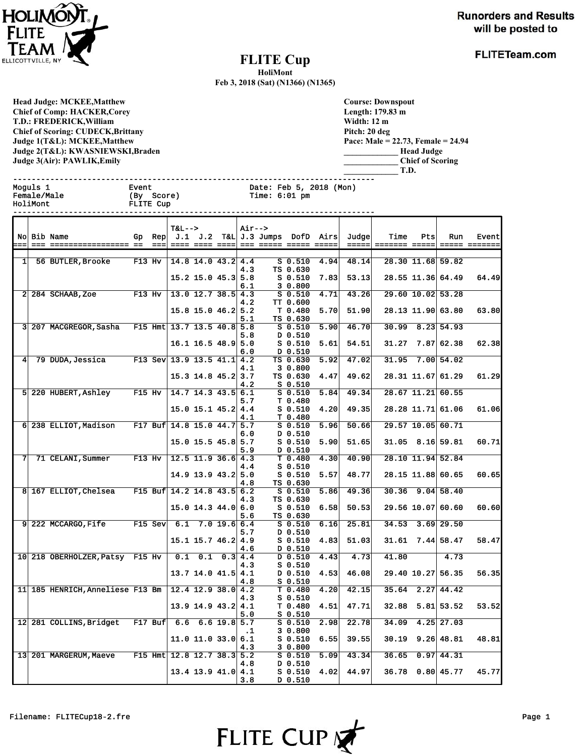HoliMont FLITE Team, Ellicottville, NY

Runorders and Results will be posted to

FLITETeam.com

# FLITE Cup

**HoliMont**

**Feb 3, 2018 (Sat) (N1366) (N1365)**

**Head Judge: MCKEE,Matthew**
**Chief of Comp: HACKER,Corey**
**T.D.: FREDERICK,William**
**Chief of Scoring: CUDECK,Brittany**
**Judge 1(T&L): MCKEE,Matthew**
**Judge 2(T&L): KWASNIEWSKI,Braden**
**Judge 3(Air): PAWLIK,Emily**

**Course: Downspout**
**Length: 179.83 m**
**Width: 12 m**
**Pitch: 20 deg**
**Pace: Male = 22.73, Female = 24.94**
**\_\_\_\_\_\_\_\_\_\_\_\_\_ Head Judge**
**\_\_\_\_\_\_\_\_\_\_\_\_\_ Chief of Scoring**
**\_\_\_\_\_\_\_\_\_\_\_\_\_ T.D.**

```
Moguls 1                 Event                   Date: Feb 5, 2018 (Mon)
Female/Male              (By  Score)             Time: 6:01 pm
HoliMont                 FLITE Cup
```

| No | Bib | Name | Gp | Rep | T&L--> J.1 | J.2 | T&L | Air--> J.3 | Jumps | DofD | Airs | Judge | Time | Pts | Run | Event |
|---|---|---|---|---|---|---|---|---|---|---|---|---|---|---|---|---|
| 1 | 56 | BUTLER,Brooke | F13 | Hv | 14.8 | 14.0 | 43.2 | 4.4 | S | 0.510 | 4.94 | 48.14 | 28.30 | 11.68 | 59.82 | |
| | | | | | | | | 4.3 | TS | 0.630 | | | | | | |
| | | | | | 15.2 | 15.0 | 45.3 | 5.8 | S | 0.510 | 7.83 | 53.13 | 28.55 | 11.36 | 64.49 | 64.49 |
| | | | | | | | | 6.1 | 3 | 0.800 | | | | | | |
| 2 | 284 | SCHAAB,Zoe | F13 | Hv | 13.0 | 12.7 | 38.5 | 4.3 | S | 0.510 | 4.71 | 43.26 | 29.60 | 10.02 | 53.28 | |
| | | | | | | | | 4.2 | TT | 0.600 | | | | | | |
| | | | | | 15.8 | 15.0 | 46.2 | 5.2 | T | 0.480 | 5.70 | 51.90 | 28.13 | 11.90 | 63.80 | 63.80 |
| | | | | | | | | 5.1 | TS | 0.630 | | | | | | |
| 3 | 207 | MACGREGOR,Sasha | F15 | Hmt | 13.7 | 13.5 | 40.8 | 5.8 | S | 0.510 | 5.90 | 46.70 | 30.99 | 8.23 | 54.93 | |
| | | | | | | | | 5.8 | D | 0.510 | | | | | | |
| | | | | | 16.1 | 16.5 | 48.9 | 5.0 | S | 0.510 | 5.61 | 54.51 | 31.27 | 7.87 | 62.38 | 62.38 |
| | | | | | | | | 6.0 | D | 0.510 | | | | | | |
| 4 | 79 | DUDA,Jessica | F13 | Sev | 13.9 | 13.5 | 41.1 | 4.2 | TS | 0.630 | 5.92 | 47.02 | 31.95 | 7.00 | 54.02 | |
| | | | | | | | | 4.1 | 3 | 0.800 | | | | | | |
| | | | | | 15.3 | 14.8 | 45.2 | 3.7 | TS | 0.630 | 4.47 | 49.62 | 28.31 | 11.67 | 61.29 | 61.29 |
| | | | | | | | | 4.2 | S | 0.510 | | | | | | |
| 5 | 220 | HUBERT,Ashley | F15 | Hv | 14.7 | 14.3 | 43.5 | 6.1 | S | 0.510 | 5.84 | 49.34 | 28.67 | 11.21 | 60.55 | |
| | | | | | | | | 5.7 | T | 0.480 | | | | | | |
| | | | | | 15.0 | 15.1 | 45.2 | 4.4 | S | 0.510 | 4.20 | 49.35 | 28.28 | 11.71 | 61.06 | 61.06 |
| | | | | | | | | 4.1 | T | 0.480 | | | | | | |
| 6 | 238 | ELLIOT,Madison | F17 | Buf | 14.8 | 15.0 | 44.7 | 5.7 | S | 0.510 | 5.96 | 50.66 | 29.57 | 10.05 | 60.71 | |
| | | | | | | | | 6.0 | D | 0.510 | | | | | | |
| | | | | | 15.0 | 15.5 | 45.8 | 5.7 | S | 0.510 | 5.90 | 51.65 | 31.05 | 8.16 | 59.81 | 60.71 |
| | | | | | | | | 5.9 | D | 0.510 | | | | | | |
| 7 | 71 | CELANI,Summer | F13 | Hv | 12.5 | 11.9 | 36.6 | 4.3 | T | 0.480 | 4.30 | 40.90 | 28.10 | 11.94 | 52.84 | |
| | | | | | | | | 4.4 | S | 0.510 | | | | | | |
| | | | | | 14.9 | 13.9 | 43.2 | 5.0 | S | 0.510 | 5.57 | 48.77 | 28.15 | 11.88 | 60.65 | 60.65 |
| | | | | | | | | 4.8 | TS | 0.630 | | | | | | |
| 8 | 167 | ELLIOT,Chelsea | F15 | Buf | 14.2 | 14.8 | 43.5 | 6.2 | S | 0.510 | 5.86 | 49.36 | 30.36 | 9.04 | 58.40 | |
| | | | | | | | | 4.3 | TS | 0.630 | | | | | | |
| | | | | | 15.0 | 14.3 | 44.0 | 6.0 | S | 0.510 | 6.58 | 50.53 | 29.56 | 10.07 | 60.60 | 60.60 |
| | | | | | | | | 5.6 | TS | 0.630 | | | | | | |
| 9 | 222 | MCCARGO,Fife | F15 | Sev | 6.1 | 7.0 | 19.6 | 6.4 | S | 0.510 | 6.16 | 25.81 | 34.53 | 3.69 | 29.50 | |
| | | | | | | | | 5.7 | D | 0.510 | | | | | | |
| | | | | | 15.1 | 15.7 | 46.2 | 4.9 | S | 0.510 | 4.83 | 51.03 | 31.61 | 7.44 | 58.47 | 58.47 |
| | | | | | | | | 4.6 | D | 0.510 | | | | | | |
| 10 | 218 | OBERHOLZER,Patsy | F15 | Hv | 0.1 | 0.1 | 0.3 | 4.4 | D | 0.510 | 4.43 | 4.73 | 41.80 | | 4.73 | |
| | | | | | | | | 4.3 | S | 0.510 | | | | | | |
| | | | | | 13.7 | 14.0 | 41.5 | 4.1 | D | 0.510 | 4.53 | 46.08 | 29.40 | 10.27 | 56.35 | 56.35 |
| | | | | | | | | 4.8 | S | 0.510 | | | | | | |
| 11 | 185 | HENRICH,Anneliese | F13 | Bm | 12.4 | 12.9 | 38.0 | 4.2 | T | 0.480 | 4.20 | 42.15 | 35.64 | 2.27 | 44.42 | |
| | | | | | | | | 4.3 | S | 0.510 | | | | | | |
| | | | | | 13.9 | 14.9 | 43.2 | 4.1 | T | 0.480 | 4.51 | 47.71 | 32.88 | 5.81 | 53.52 | 53.52 |
| | | | | | | | | 5.0 | S | 0.510 | | | | | | |
| 12 | 281 | COLLINS,Bridget | F17 | Buf | 6.6 | 6.6 | 19.8 | 5.7 | S | 0.510 | 2.98 | 22.78 | 34.09 | 4.25 | 27.03 | |
| | | | | | | | | .1 | 3 | 0.800 | | | | | | |
| | | | | | 11.0 | 11.0 | 33.0 | 6.1 | S | 0.510 | 6.55 | 39.55 | 30.19 | 9.26 | 48.81 | 48.81 |
| | | | | | | | | 4.3 | 3 | 0.800 | | | | | | |
| 13 | 201 | MARGERUM,Maeve | F15 | Hmt | 12.8 | 12.7 | 38.3 | 5.2 | S | 0.510 | 5.09 | 43.34 | 36.65 | 0.97 | 44.31 | |
| | | | | | | | | 4.8 | D | 0.510 | | | | | | |
| | | | | | 13.4 | 13.9 | 41.0 | 4.1 | S | 0.510 | 4.02 | 44.97 | 36.78 | 0.80 | 45.77 | 45.77 |
| | | | | | | | | 3.8 | D | 0.510 | | | | | | |

Filename: FLITECup18-2.fre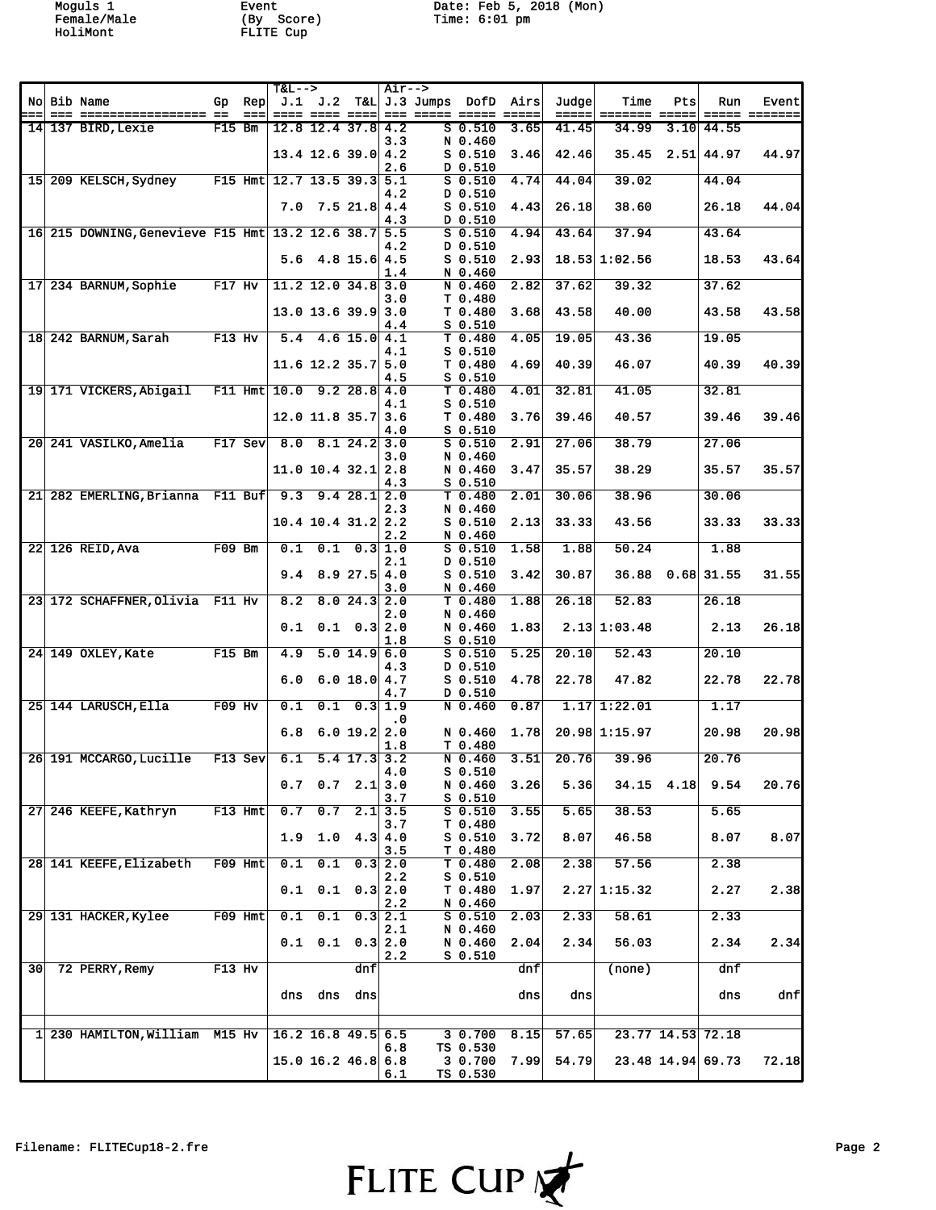Moguls 1 Female/Male HoliMont

Event (By Score) FLITE Cup

Date: Feb 5, 2018 (Mon) Time: 6:01 pm

| No | Bib | Name | Gp | Rep | T&L--> J.1 | J.2 | T&L | Air--> J.3 | Jumps | DofD | Airs | Judge | Time | Pts | Run | Event |
|---|---|---|---|---|---|---|---|---|---|---|---|---|---|---|---|---|
| 14 | 137 | BIRD,Lexie | F15 | Bm | 12.8 | 12.4 | 37.8 | 4.2 | S | 0.510 | 3.65 | 41.45 | 34.99 | 3.10 | 44.55 | |
| | | | | | | | | 3.3 | N | 0.460 | | | | | | |
| | | | | | 13.4 | 12.6 | 39.0 | 4.2 | S | 0.510 | 3.46 | 42.46 | 35.45 | 2.51 | 44.97 | 44.97 |
| | | | | | | | | 2.6 | D | 0.510 | | | | | | |
| 15 | 209 | KELSCH,Sydney | F15 | Hmt | 12.7 | 13.5 | 39.3 | 5.1 | S | 0.510 | 4.74 | 44.04 | 39.02 | | 44.04 | |
| | | | | | | | | 4.2 | D | 0.510 | | | | | | |
| | | | | | 7.0 | 7.5 | 21.8 | 4.4 | S | 0.510 | 4.43 | 26.18 | 38.60 | | 26.18 | 44.04 |
| | | | | | | | | 4.3 | D | 0.510 | | | | | | |
| 16 | 215 | DOWNING,Genevieve | F15 | Hmt | 13.2 | 12.6 | 38.7 | 5.5 | S | 0.510 | 4.94 | 43.64 | 37.94 | | 43.64 | |
| | | | | | | | | 4.2 | D | 0.510 | | | | | | |
| | | | | | 5.6 | 4.8 | 15.6 | 4.5 | S | 0.510 | 2.93 | 18.53 | 1:02.56 | | 18.53 | 43.64 |
| | | | | | | | | 1.4 | N | 0.460 | | | | | | |
| 17 | 234 | BARNUM,Sophie | F17 | Hv | 11.2 | 12.0 | 34.8 | 3.0 | N | 0.460 | 2.82 | 37.62 | 39.32 | | 37.62 | |
| | | | | | | | | 3.0 | T | 0.480 | | | | | | |
| | | | | | 13.0 | 13.6 | 39.9 | 3.0 | T | 0.480 | 3.68 | 43.58 | 40.00 | | 43.58 | 43.58 |
| | | | | | | | | 4.4 | S | 0.510 | | | | | | |
| 18 | 242 | BARNUM,Sarah | F13 | Hv | 5.4 | 4.6 | 15.0 | 4.1 | T | 0.480 | 4.05 | 19.05 | 43.36 | | 19.05 | |
| | | | | | | | | 4.1 | S | 0.510 | | | | | | |
| | | | | | 11.6 | 12.2 | 35.7 | 5.0 | T | 0.480 | 4.69 | 40.39 | 46.07 | | 40.39 | 40.39 |
| | | | | | | | | 4.5 | S | 0.510 | | | | | | |
| 19 | 171 | VICKERS,Abigail | F11 | Hmt | 10.0 | 9.2 | 28.8 | 4.0 | T | 0.480 | 4.01 | 32.81 | 41.05 | | 32.81 | |
| | | | | | | | | 4.1 | S | 0.510 | | | | | | |
| | | | | | 12.0 | 11.8 | 35.7 | 3.6 | T | 0.480 | 3.76 | 39.46 | 40.57 | | 39.46 | 39.46 |
| | | | | | | | | 4.0 | S | 0.510 | | | | | | |
| 20 | 241 | VASILKO,Amelia | F17 | Sev | 8.0 | 8.1 | 24.2 | 3.0 | S | 0.510 | 2.91 | 27.06 | 38.79 | | 27.06 | |
| | | | | | | | | 3.0 | N | 0.460 | | | | | | |
| | | | | | 11.0 | 10.4 | 32.1 | 2.8 | N | 0.460 | 3.47 | 35.57 | 38.29 | | 35.57 | 35.57 |
| | | | | | | | | 4.3 | S | 0.510 | | | | | | |
| 21 | 282 | EMERLING,Brianna | F11 | Buf | 9.3 | 9.4 | 28.1 | 2.0 | T | 0.480 | 2.01 | 30.06 | 38.96 | | 30.06 | |
| | | | | | | | | 2.3 | N | 0.460 | | | | | | |
| | | | | | 10.4 | 10.4 | 31.2 | 2.2 | S | 0.510 | 2.13 | 33.33 | 43.56 | | 33.33 | 33.33 |
| | | | | | | | | 2.2 | N | 0.460 | | | | | | |
| 22 | 126 | REID,Ava | F09 | Bm | 0.1 | 0.1 | 0.3 | 1.0 | S | 0.510 | 1.58 | 1.88 | 50.24 | | 1.88 | |
| | | | | | | | | 2.1 | D | 0.510 | | | | | | |
| | | | | | 9.4 | 8.9 | 27.5 | 4.0 | S | 0.510 | 3.42 | 30.87 | 36.88 | 0.68 | 31.55 | 31.55 |
| | | | | | | | | 3.0 | N | 0.460 | | | | | | |
| 23 | 172 | SCHAFFNER,Olivia | F11 | Hv | 8.2 | 8.0 | 24.3 | 2.0 | T | 0.480 | 1.88 | 26.18 | 52.83 | | 26.18 | |
| | | | | | | | | 2.0 | N | 0.460 | | | | | | |
| | | | | | 0.1 | 0.1 | 0.3 | 2.0 | N | 0.460 | 1.83 | 2.13 | 1:03.48 | | 2.13 | 26.18 |
| | | | | | | | | 1.8 | S | 0.510 | | | | | | |
| 24 | 149 | OXLEY,Kate | F15 | Bm | 4.9 | 5.0 | 14.9 | 6.0 | S | 0.510 | 5.25 | 20.10 | 52.43 | | 20.10 | |
| | | | | | | | | 4.3 | D | 0.510 | | | | | | |
| | | | | | 6.0 | 6.0 | 18.0 | 4.7 | S | 0.510 | 4.78 | 22.78 | 47.82 | | 22.78 | 22.78 |
| | | | | | | | | 4.7 | D | 0.510 | | | | | | |
| 25 | 144 | LARUSCH,Ella | F09 | Hv | 0.1 | 0.1 | 0.3 | 1.9 | N | 0.460 | 0.87 | 1.17 | 1:22.01 | | 1.17 | |
| | | | | | | | | .0 | | | | | | | | |
| | | | | | 6.8 | 6.0 | 19.2 | 2.0 | N | 0.460 | 1.78 | 20.98 | 1:15.97 | | 20.98 | 20.98 |
| | | | | | | | | 1.8 | T | 0.480 | | | | | | |
| 26 | 191 | MCCARGO,Lucille | F13 | Sev | 6.1 | 5.4 | 17.3 | 3.2 | N | 0.460 | 3.51 | 20.76 | 39.96 | | 20.76 | |
| | | | | | | | | 4.0 | S | 0.510 | | | | | | |
| | | | | | 0.7 | 0.7 | 2.1 | 3.0 | N | 0.460 | 3.26 | 5.36 | 34.15 | 4.18 | 9.54 | 20.76 |
| | | | | | | | | 3.7 | S | 0.510 | | | | | | |
| 27 | 246 | KEEFE,Kathryn | F13 | Hmt | 0.7 | 0.7 | 2.1 | 3.5 | S | 0.510 | 3.55 | 5.65 | 38.53 | | 5.65 | |
| | | | | | | | | 3.7 | T | 0.480 | | | | | | |
| | | | | | 1.9 | 1.0 | 4.3 | 4.0 | S | 0.510 | 3.72 | 8.07 | 46.58 | | 8.07 | 8.07 |
| | | | | | | | | 3.5 | T | 0.480 | | | | | | |
| 28 | 141 | KEEFE,Elizabeth | F09 | Hmt | 0.1 | 0.1 | 0.3 | 2.0 | T | 0.480 | 2.08 | 2.38 | 57.56 | | 2.38 | |
| | | | | | | | | 2.2 | S | 0.510 | | | | | | |
| | | | | | 0.1 | 0.1 | 0.3 | 2.0 | T | 0.480 | 1.97 | 2.27 | 1:15.32 | | 2.27 | 2.38 |
| | | | | | | | | 2.2 | N | 0.460 | | | | | | |
| 29 | 131 | HACKER,Kylee | F09 | Hmt | 0.1 | 0.1 | 0.3 | 2.1 | S | 0.510 | 2.03 | 2.33 | 58.61 | | 2.33 | |
| | | | | | | | | 2.1 | N | 0.460 | | | | | | |
| | | | | | 0.1 | 0.1 | 0.3 | 2.0 | N | 0.460 | 2.04 | 2.34 | 56.03 | | 2.34 | 2.34 |
| | | | | | | | | 2.2 | S | 0.510 | | | | | | |
| 30 | 72 | PERRY,Remy | F13 | Hv | | | dnf | | | | dnf | | (none) | | dnf | |
| | | | | | dns | dns | dns | | | | dns | dns | | | dns | dnf |
| 1 | 230 | HAMILTON,William | M15 | Hv | 16.2 | 16.8 | 49.5 | 6.5 | 3 | 0.700 | 8.15 | 57.65 | 23.77 | 14.53 | 72.18 | |
| | | | | | | | | 6.8 | TS | 0.530 | | | | | | |
| | | | | | 15.0 | 16.2 | 46.8 | 6.8 | 3 | 0.700 | 7.99 | 54.79 | 23.48 | 14.94 | 69.73 | 72.18 |
| | | | | | | | | 6.1 | TS | 0.530 | | | | | | |

Filename: FLITECup18-2.fre

FLITE CUP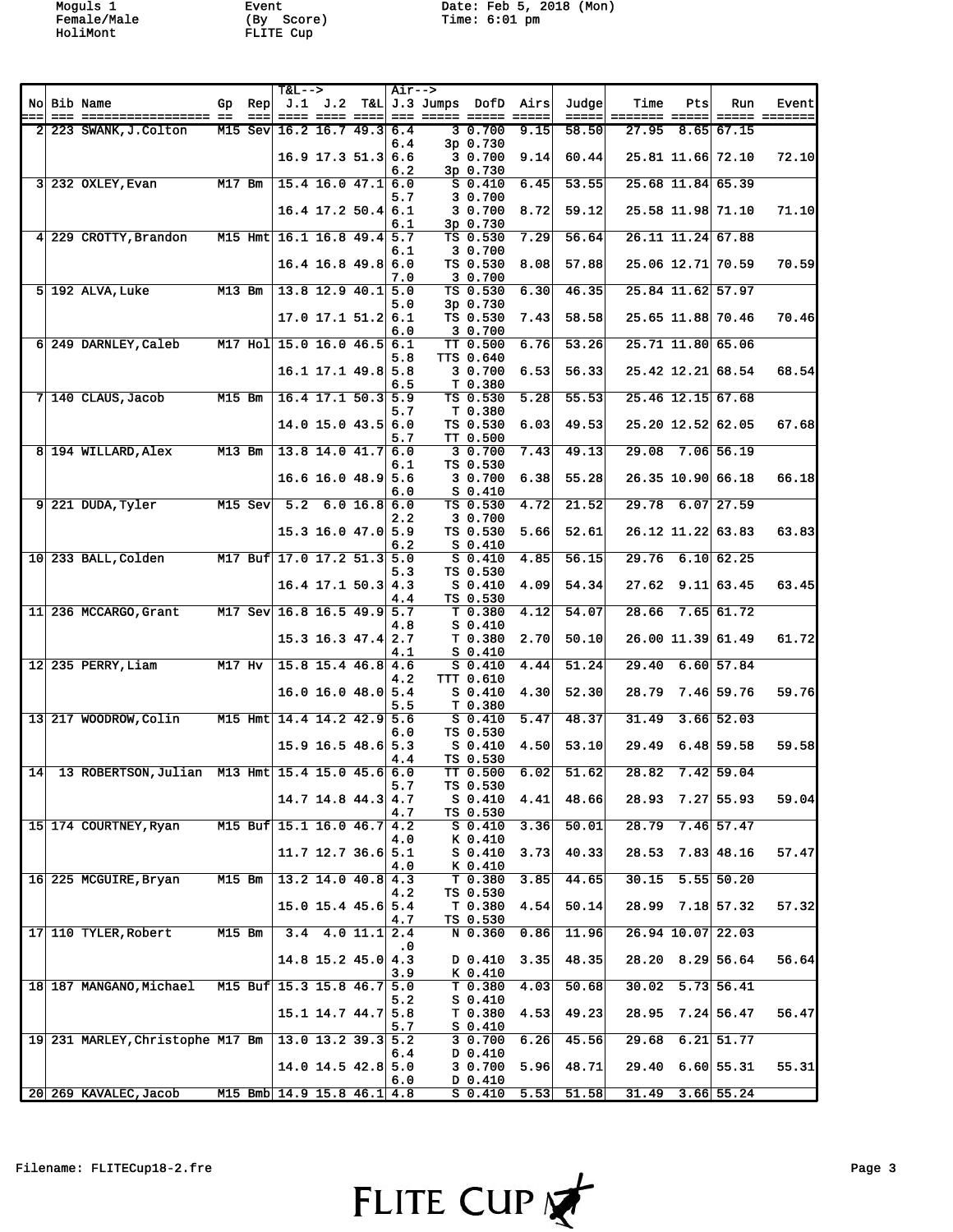Moguls 1
Female/Male
HoliMont

Event
(By Score)
FLITE Cup

Date: Feb 5, 2018 (Mon)
Time: 6:01 pm

| No | Bib | Name | Gp | Rep | T&L--> J.1 | J.2 | T&L | Air--> J.3 | Jumps | DofD | Airs | Judge | Time | Pts | Run | Event |
|---|---|---|---|---|---|---|---|---|---|---|---|---|---|---|---|---|
| 2 | 223 | SWANK,J.Colton | M15 | Sev | 16.2 | 16.7 | 49.3 | 6.4 | 3 | 0.700 | 9.15 | 58.50 | 27.95 | 8.65 | 67.15 | |
| | | | | | | | | 6.4 | 3p | 0.730 | | | | | | |
| | | | | | 16.9 | 17.3 | 51.3 | 6.6 | 3 | 0.700 | 9.14 | 60.44 | 25.81 | 11.66 | 72.10 | 72.10 |
| | | | | | | | | 6.2 | 3p | 0.730 | | | | | | |
| 3 | 232 | OXLEY,Evan | M17 | Bm | 15.4 | 16.0 | 47.1 | 6.0 | S | 0.410 | 6.45 | 53.55 | 25.68 | 11.84 | 65.39 | |
| | | | | | | | | 5.7 | 3 | 0.700 | | | | | | |
| | | | | | 16.4 | 17.2 | 50.4 | 6.1 | 3 | 0.700 | 8.72 | 59.12 | 25.58 | 11.98 | 71.10 | 71.10 |
| | | | | | | | | 6.1 | 3p | 0.730 | | | | | | |
| 4 | 229 | CROTTY,Brandon | M15 | Hmt | 16.1 | 16.8 | 49.4 | 5.7 | TS | 0.530 | 7.29 | 56.64 | 26.11 | 11.24 | 67.88 | |
| | | | | | | | | 6.1 | 3 | 0.700 | | | | | | |
| | | | | | 16.4 | 16.8 | 49.8 | 6.0 | TS | 0.530 | 8.08 | 57.88 | 25.06 | 12.71 | 70.59 | 70.59 |
| | | | | | | | | 7.0 | 3 | 0.700 | | | | | | |
| 5 | 192 | ALVA,Luke | M13 | Bm | 13.8 | 12.9 | 40.1 | 5.0 | TS | 0.530 | 6.30 | 46.35 | 25.84 | 11.62 | 57.97 | |
| | | | | | | | | 5.0 | 3p | 0.730 | | | | | | |
| | | | | | 17.0 | 17.1 | 51.2 | 6.1 | TS | 0.530 | 7.43 | 58.58 | 25.65 | 11.88 | 70.46 | 70.46 |
| | | | | | | | | 6.0 | 3 | 0.700 | | | | | | |
| 6 | 249 | DARNLEY,Caleb | M17 | Hol | 15.0 | 16.0 | 46.5 | 6.1 | TT | 0.500 | 6.76 | 53.26 | 25.71 | 11.80 | 65.06 | |
| | | | | | | | | 5.8 | TTS | 0.640 | | | | | | |
| | | | | | 16.1 | 17.1 | 49.8 | 5.8 | 3 | 0.700 | 6.53 | 56.33 | 25.42 | 12.21 | 68.54 | 68.54 |
| | | | | | | | | 6.5 | T | 0.380 | | | | | | |
| 7 | 140 | CLAUS,Jacob | M15 | Bm | 16.4 | 17.1 | 50.3 | 5.9 | TS | 0.530 | 5.28 | 55.53 | 25.46 | 12.15 | 67.68 | |
| | | | | | | | | 5.7 | T | 0.380 | | | | | | |
| | | | | | 14.0 | 15.0 | 43.5 | 6.0 | TS | 0.530 | 6.03 | 49.53 | 25.20 | 12.52 | 62.05 | 67.68 |
| | | | | | | | | 5.7 | TT | 0.500 | | | | | | |
| 8 | 194 | WILLARD,Alex | M13 | Bm | 13.8 | 14.0 | 41.7 | 6.0 | 3 | 0.700 | 7.43 | 49.13 | 29.08 | 7.06 | 56.19 | |
| | | | | | | | | 6.1 | TS | 0.530 | | | | | | |
| | | | | | 16.6 | 16.0 | 48.9 | 5.6 | 3 | 0.700 | 6.38 | 55.28 | 26.35 | 10.90 | 66.18 | 66.18 |
| | | | | | | | | 6.0 | S | 0.410 | | | | | | |
| 9 | 221 | DUDA,Tyler | M15 | Sev | 5.2 | 6.0 | 16.8 | 6.0 | TS | 0.530 | 4.72 | 21.52 | 29.78 | 6.07 | 27.59 | |
| | | | | | | | | 2.2 | 3 | 0.700 | | | | | | |
| | | | | | 15.3 | 16.0 | 47.0 | 5.9 | TS | 0.530 | 5.66 | 52.61 | 26.12 | 11.22 | 63.83 | 63.83 |
| | | | | | | | | 6.2 | S | 0.410 | | | | | | |
| 10 | 233 | BALL,Colden | M17 | Buf | 17.0 | 17.2 | 51.3 | 5.0 | S | 0.410 | 4.85 | 56.15 | 29.76 | 6.10 | 62.25 | |
| | | | | | | | | 5.3 | TS | 0.530 | | | | | | |
| | | | | | 16.4 | 17.1 | 50.3 | 4.3 | S | 0.410 | 4.09 | 54.34 | 27.62 | 9.11 | 63.45 | 63.45 |
| | | | | | | | | 4.4 | TS | 0.530 | | | | | | |
| 11 | 236 | MCCARGO,Grant | M17 | Sev | 16.8 | 16.5 | 49.9 | 5.7 | T | 0.380 | 4.12 | 54.07 | 28.66 | 7.65 | 61.72 | |
| | | | | | | | | 4.8 | S | 0.410 | | | | | | |
| | | | | | 15.3 | 16.3 | 47.4 | 2.7 | T | 0.380 | 2.70 | 50.10 | 26.00 | 11.39 | 61.49 | 61.72 |
| | | | | | | | | 4.1 | S | 0.410 | | | | | | |
| 12 | 235 | PERRY,Liam | M17 | Hv | 15.8 | 15.4 | 46.8 | 4.6 | S | 0.410 | 4.44 | 51.24 | 29.40 | 6.60 | 57.84 | |
| | | | | | | | | 4.2 | TTT | 0.610 | | | | | | |
| | | | | | 16.0 | 16.0 | 48.0 | 5.4 | S | 0.410 | 4.30 | 52.30 | 28.79 | 7.46 | 59.76 | 59.76 |
| | | | | | | | | 5.5 | T | 0.380 | | | | | | |
| 13 | 217 | WOODROW,Colin | M15 | Hmt | 14.4 | 14.2 | 42.9 | 5.6 | S | 0.410 | 5.47 | 48.37 | 31.49 | 3.66 | 52.03 | |
| | | | | | | | | 6.0 | TS | 0.530 | | | | | | |
| | | | | | 15.9 | 16.5 | 48.6 | 5.3 | S | 0.410 | 4.50 | 53.10 | 29.49 | 6.48 | 59.58 | 59.58 |
| | | | | | | | | 4.4 | TS | 0.530 | | | | | | |
| 14 | 13 | ROBERTSON,Julian | M13 | Hmt | 15.4 | 15.0 | 45.6 | 6.0 | TT | 0.500 | 6.02 | 51.62 | 28.82 | 7.42 | 59.04 | |
| | | | | | | | | 5.7 | TS | 0.530 | | | | | | |
| | | | | | 14.7 | 14.8 | 44.3 | 4.7 | S | 0.410 | 4.41 | 48.66 | 28.93 | 7.27 | 55.93 | 59.04 |
| | | | | | | | | 4.7 | TS | 0.530 | | | | | | |
| 15 | 174 | COURTNEY,Ryan | M15 | Buf | 15.1 | 16.0 | 46.7 | 4.2 | S | 0.410 | 3.36 | 50.01 | 28.79 | 7.46 | 57.47 | |
| | | | | | | | | 4.0 | K | 0.410 | | | | | | |
| | | | | | 11.7 | 12.7 | 36.6 | 5.1 | S | 0.410 | 3.73 | 40.33 | 28.53 | 7.83 | 48.16 | 57.47 |
| | | | | | | | | 4.0 | K | 0.410 | | | | | | |
| 16 | 225 | MCGUIRE,Bryan | M15 | Bm | 13.2 | 14.0 | 40.8 | 4.3 | T | 0.380 | 3.85 | 44.65 | 30.15 | 5.55 | 50.20 | |
| | | | | | | | | 4.2 | TS | 0.530 | | | | | | |
| | | | | | 15.0 | 15.4 | 45.6 | 5.4 | T | 0.380 | 4.54 | 50.14 | 28.99 | 7.18 | 57.32 | 57.32 |
| | | | | | | | | 4.7 | TS | 0.530 | | | | | | |
| 17 | 110 | TYLER,Robert | M15 | Bm | 3.4 | 4.0 | 11.1 | 2.4 | N | 0.360 | 0.86 | 11.96 | 26.94 | 10.07 | 22.03 | |
| | | | | | | | | .0 | | | | | | | | |
| | | | | | 14.8 | 15.2 | 45.0 | 4.3 | D | 0.410 | 3.35 | 48.35 | 28.20 | 8.29 | 56.64 | 56.64 |
| | | | | | | | | 3.9 | K | 0.410 | | | | | | |
| 18 | 187 | MANGANO,Michael | M15 | Buf | 15.3 | 15.8 | 46.7 | 5.0 | T | 0.380 | 4.03 | 50.68 | 30.02 | 5.73 | 56.41 | |
| | | | | | | | | 5.2 | S | 0.410 | | | | | | |
| | | | | | 15.1 | 14.7 | 44.7 | 5.8 | T | 0.380 | 4.53 | 49.23 | 28.95 | 7.24 | 56.47 | 56.47 |
| | | | | | | | | 5.7 | S | 0.410 | | | | | | |
| 19 | 231 | MARLEY,Christophe | M17 | Bm | 13.0 | 13.2 | 39.3 | 5.2 | 3 | 0.700 | 6.26 | 45.56 | 29.68 | 6.21 | 51.77 | |
| | | | | | | | | 6.4 | D | 0.410 | | | | | | |
| | | | | | 14.0 | 14.5 | 42.8 | 5.0 | 3 | 0.700 | 5.96 | 48.71 | 29.40 | 6.60 | 55.31 | 55.31 |
| | | | | | | | | 6.0 | D | 0.410 | | | | | | |
| 20 | 269 | KAVALEC,Jacob | M15 | Bmb | 14.9 | 15.8 | 46.1 | 4.8 | S | 0.410 | 5.53 | 51.58 | 31.49 | 3.66 | 55.24 | |

Filename: FLITECup18-2.fre

FLITE CUP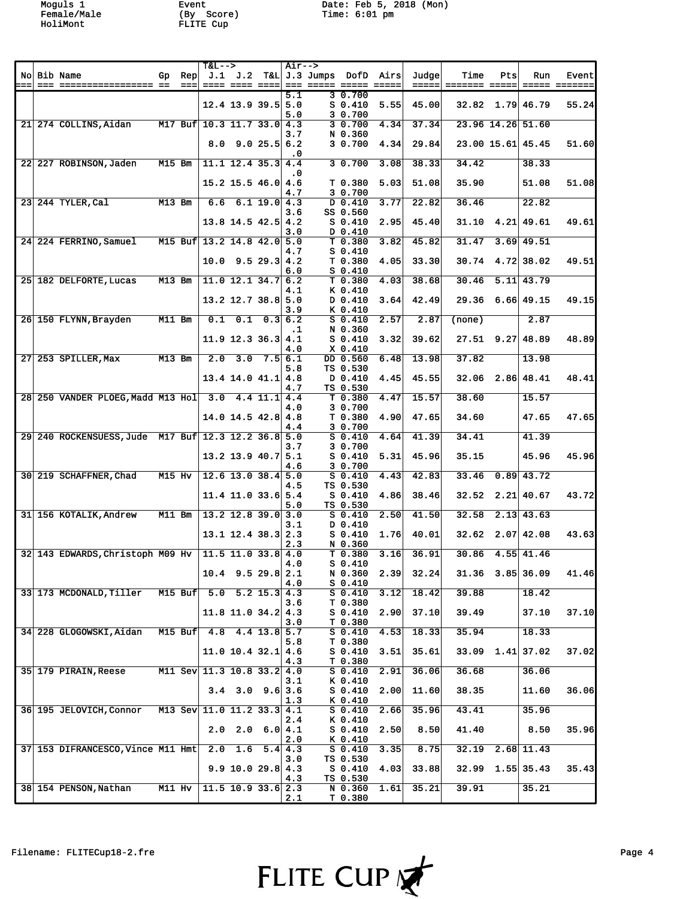Moguls 1 Female/Male HoliMont — Event (By Score) FLITE Cup — Date: Feb 5, 2018 (Mon) Time: 6:01 pm

| No | Bib | Name | Gp | Rep | T&L--> J.1 | J.2 | T&L | Air--> J.3 | Jumps | DofD | Airs | Judge | Time | Pts | Run | Event |
|---|---|---|---|---|---|---|---|---|---|---|---|---|---|---|---|---|
| | | | | | | | | 5.1 | 3 | 0.700 | | | | | | |
| | | | | | 12.4 | 13.9 | 39.5 | 5.0 | S | 0.410 | 5.55 | 45.00 | 32.82 | 1.79 | 46.79 | 55.24 |
| | | | | | | | | 5.0 | 3 | 0.700 | | | | | | |
| 21 | 274 | COLLINS,Aidan | M17 | Buf | 10.3 | 11.7 | 33.0 | 4.3 | 3 | 0.700 | 4.34 | 37.34 | 23.96 | 14.26 | 51.60 | |
| | | | | | | | | 3.7 | N | 0.360 | | | | | | |
| | | | | | 8.0 | 9.0 | 25.5 | 6.2 | 3 | 0.700 | 4.34 | 29.84 | 23.00 | 15.61 | 45.45 | 51.60 |
| | | | | | | | | .0 | | | | | | | | |
| 22 | 227 | ROBINSON,Jaden | M15 | Bm | 11.1 | 12.4 | 35.3 | 4.4 | 3 | 0.700 | 3.08 | 38.33 | 34.42 | | 38.33 | |
| | | | | | | | | .0 | | | | | | | | |
| | | | | | 15.2 | 15.5 | 46.0 | 4.6 | T | 0.380 | 5.03 | 51.08 | 35.90 | | 51.08 | 51.08 |
| | | | | | | | | 4.7 | 3 | 0.700 | | | | | | |
| 23 | 244 | TYLER,Cal | M13 | Bm | 6.6 | 6.1 | 19.0 | 4.3 | D | 0.410 | 3.77 | 22.82 | 36.46 | | 22.82 | |
| | | | | | | | | 3.6 | SS | 0.560 | | | | | | |
| | | | | | 13.8 | 14.5 | 42.5 | 4.2 | S | 0.410 | 2.95 | 45.40 | 31.10 | 4.21 | 49.61 | 49.61 |
| | | | | | | | | 3.0 | D | 0.410 | | | | | | |
| 24 | 224 | FERRINO,Samuel | M15 | Buf | 13.2 | 14.8 | 42.0 | 5.0 | T | 0.380 | 3.82 | 45.82 | 31.47 | 3.69 | 49.51 | |
| | | | | | | | | 4.7 | S | 0.410 | | | | | | |
| | | | | | 10.0 | 9.5 | 29.3 | 4.2 | T | 0.380 | 4.05 | 33.30 | 30.74 | 4.72 | 38.02 | 49.51 |
| | | | | | | | | 6.0 | S | 0.410 | | | | | | |
| 25 | 182 | DELFORTE,Lucas | M13 | Bm | 11.0 | 12.1 | 34.7 | 6.2 | T | 0.380 | 4.03 | 38.68 | 30.46 | 5.11 | 43.79 | |
| | | | | | | | | 4.1 | K | 0.410 | | | | | | |
| | | | | | 13.2 | 12.7 | 38.8 | 5.0 | D | 0.410 | 3.64 | 42.49 | 29.36 | 6.66 | 49.15 | 49.15 |
| | | | | | | | | 3.9 | K | 0.410 | | | | | | |
| 26 | 150 | FLYNN,Brayden | M11 | Bm | 0.1 | 0.1 | 0.3 | 6.2 | S | 0.410 | 2.57 | 2.87 | (none) | | 2.87 | |
| | | | | | | | | .1 | N | 0.360 | | | | | | |
| | | | | | 11.9 | 12.3 | 36.3 | 4.1 | S | 0.410 | 3.32 | 39.62 | 27.51 | 9.27 | 48.89 | 48.89 |
| | | | | | | | | 4.0 | X | 0.410 | | | | | | |
| 27 | 253 | SPILLER,Max | M13 | Bm | 2.0 | 3.0 | 7.5 | 6.1 | DD | 0.560 | 6.48 | 13.98 | 37.82 | | 13.98 | |
| | | | | | | | | 5.8 | TS | 0.530 | | | | | | |
| | | | | | 13.4 | 14.0 | 41.1 | 4.8 | D | 0.410 | 4.45 | 45.55 | 32.06 | 2.86 | 48.41 | 48.41 |
| | | | | | | | | 4.7 | TS | 0.530 | | | | | | |
| 28 | 250 | VANDER PLOEG,Madd | M13 | Hol | 3.0 | 4.4 | 11.1 | 4.4 | T | 0.380 | 4.47 | 15.57 | 38.60 | | 15.57 | |
| | | | | | | | | 4.0 | 3 | 0.700 | | | | | | |
| | | | | | 14.0 | 14.5 | 42.8 | 4.8 | T | 0.380 | 4.90 | 47.65 | 34.60 | | 47.65 | 47.65 |
| | | | | | | | | 4.4 | 3 | 0.700 | | | | | | |
| 29 | 240 | ROCKENSUESS,Jude | M17 | Buf | 12.3 | 12.2 | 36.8 | 5.0 | S | 0.410 | 4.64 | 41.39 | 34.41 | | 41.39 | |
| | | | | | | | | 3.7 | 3 | 0.700 | | | | | | |
| | | | | | 13.2 | 13.9 | 40.7 | 5.1 | S | 0.410 | 5.31 | 45.96 | 35.15 | | 45.96 | 45.96 |
| | | | | | | | | 4.6 | 3 | 0.700 | | | | | | |
| 30 | 219 | SCHAFFNER,Chad | M15 | Hv | 12.6 | 13.0 | 38.4 | 5.0 | S | 0.410 | 4.43 | 42.83 | 33.46 | 0.89 | 43.72 | |
| | | | | | | | | 4.5 | TS | 0.530 | | | | | | |
| | | | | | 11.4 | 11.0 | 33.6 | 5.4 | S | 0.410 | 4.86 | 38.46 | 32.52 | 2.21 | 40.67 | 43.72 |
| | | | | | | | | 5.0 | TS | 0.530 | | | | | | |
| 31 | 156 | KOTALIK,Andrew | M11 | Bm | 13.2 | 12.8 | 39.0 | 3.0 | S | 0.410 | 2.50 | 41.50 | 32.58 | 2.13 | 43.63 | |
| | | | | | | | | 3.1 | D | 0.410 | | | | | | |
| | | | | | 13.1 | 12.4 | 38.3 | 2.3 | S | 0.410 | 1.76 | 40.01 | 32.62 | 2.07 | 42.08 | 43.63 |
| | | | | | | | | 2.3 | N | 0.360 | | | | | | |
| 32 | 143 | EDWARDS,Christoph | M09 | Hv | 11.5 | 11.0 | 33.8 | 4.0 | T | 0.380 | 3.16 | 36.91 | 30.86 | 4.55 | 41.46 | |
| | | | | | | | | 4.0 | S | 0.410 | | | | | | |
| | | | | | 10.4 | 9.5 | 29.8 | 2.1 | N | 0.360 | 2.39 | 32.24 | 31.36 | 3.85 | 36.09 | 41.46 |
| | | | | | | | | 4.0 | S | 0.410 | | | | | | |
| 33 | 173 | MCDONALD,Tiller | M15 | Buf | 5.0 | 5.2 | 15.3 | 4.3 | S | 0.410 | 3.12 | 18.42 | 39.88 | | 18.42 | |
| | | | | | | | | 3.6 | T | 0.380 | | | | | | |
| | | | | | 11.8 | 11.0 | 34.2 | 4.3 | S | 0.410 | 2.90 | 37.10 | 39.49 | | 37.10 | 37.10 |
| | | | | | | | | 3.0 | T | 0.380 | | | | | | |
| 34 | 228 | GLOGOWSKI,Aidan | M15 | Buf | 4.8 | 4.4 | 13.8 | 5.7 | S | 0.410 | 4.53 | 18.33 | 35.94 | | 18.33 | |
| | | | | | | | | 5.8 | T | 0.380 | | | | | | |
| | | | | | 11.0 | 10.4 | 32.1 | 4.6 | S | 0.410 | 3.51 | 35.61 | 33.09 | 1.41 | 37.02 | 37.02 |
| | | | | | | | | 4.3 | T | 0.380 | | | | | | |
| 35 | 179 | PIRAIN,Reese | M11 | Sev | 11.3 | 10.8 | 33.2 | 4.0 | S | 0.410 | 2.91 | 36.06 | 36.68 | | 36.06 | |
| | | | | | | | | 3.1 | K | 0.410 | | | | | | |
| | | | | | 3.4 | 3.0 | 9.6 | 3.6 | S | 0.410 | 2.00 | 11.60 | 38.35 | | 11.60 | 36.06 |
| | | | | | | | | 1.3 | K | 0.410 | | | | | | |
| 36 | 195 | JELOVICH,Connor | M13 | Sev | 11.0 | 11.2 | 33.3 | 4.1 | S | 0.410 | 2.66 | 35.96 | 43.41 | | 35.96 | |
| | | | | | | | | 2.4 | K | 0.410 | | | | | | |
| | | | | | 2.0 | 2.0 | 6.0 | 4.1 | S | 0.410 | 2.50 | 8.50 | 41.40 | | 8.50 | 35.96 |
| | | | | | | | | 2.0 | K | 0.410 | | | | | | |
| 37 | 153 | DIFRANCESCO,Vince | M11 | Hmt | 2.0 | 1.6 | 5.4 | 4.3 | S | 0.410 | 3.35 | 8.75 | 32.19 | 2.68 | 11.43 | |
| | | | | | | | | 3.0 | TS | 0.530 | | | | | | |
| | | | | | 9.9 | 10.0 | 29.8 | 4.3 | S | 0.410 | 4.03 | 33.88 | 32.99 | 1.55 | 35.43 | 35.43 |
| | | | | | | | | 4.3 | TS | 0.530 | | | | | | |
| 38 | 154 | PENSON,Nathan | M11 | Hv | 11.5 | 10.9 | 33.6 | 2.3 | N | 0.360 | 1.61 | 35.21 | 39.91 | | 35.21 | |
| | | | | | | | | 2.1 | T | 0.380 | | | | | | |

Filename: FLITECup18-2.fre

FLITE CUP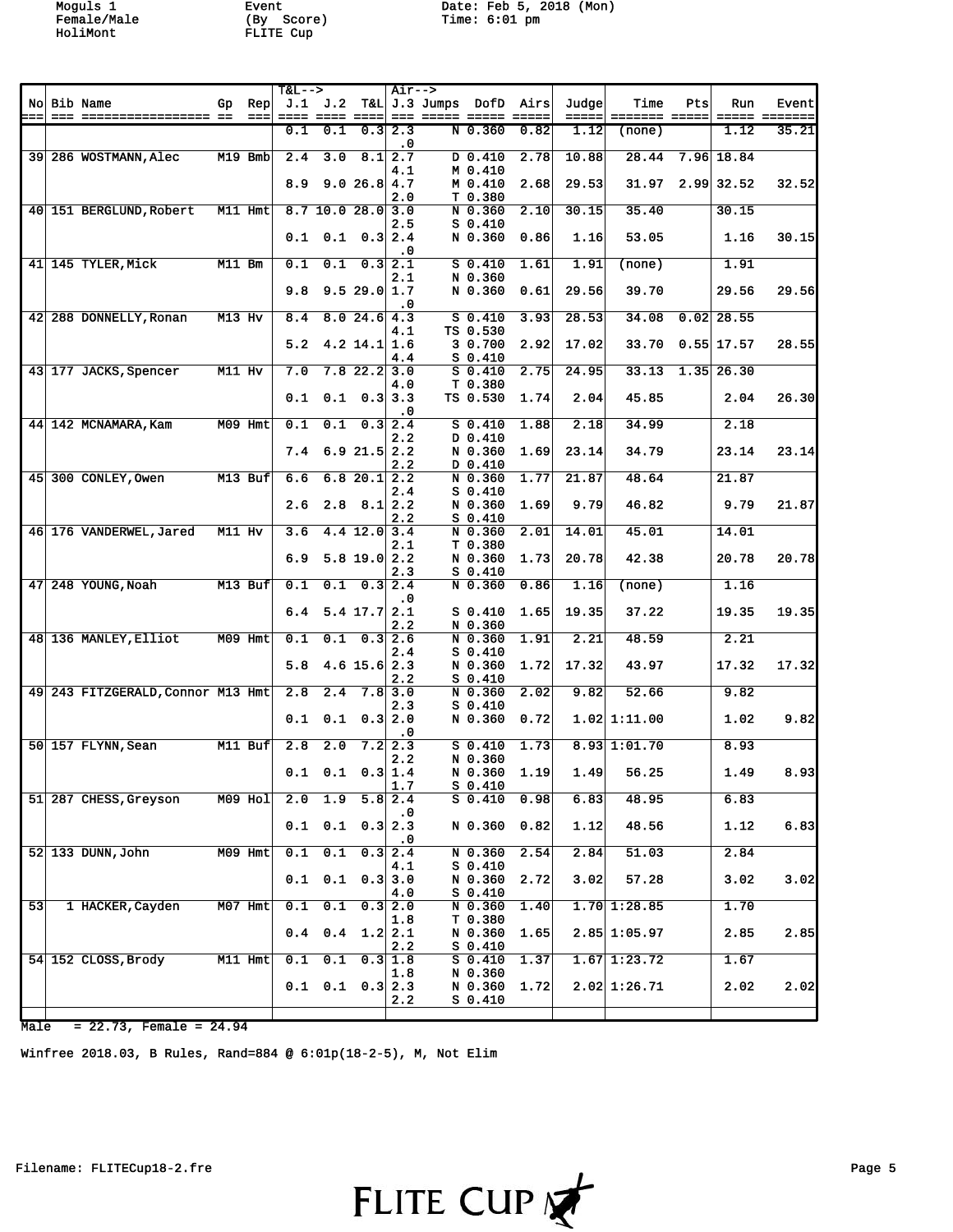Moguls 1
Female/Male
HoliMont

Event
(By Score)
FLITE Cup

Date: Feb 5, 2018 (Mon)
Time: 6:01 pm

| No | Bib | Name | Gp | Rep | T&L--> J.1 | J.2 | T&L | Air--> J.3 | Jumps | DofD | Airs | Judge | Time | Pts | Run | Event |
|---|---|---|---|---|---|---|---|---|---|---|---|---|---|---|---|---|
| | | | | | 0.1 | 0.1 | 0.3 | 2.3 / .0 | N | 0.360 | 0.82 | 1.12 | (none) | | 1.12 | 35.21 |
| 39 | 286 | WOSTMANN,Alec | M19 | Bmb | 2.4 | 3.0 | 8.1 | 2.7 / 4.1 | D / M | 0.410 / 0.410 | 2.78 | 10.88 | 28.44 | 7.96 | 18.84 | |
| | | | | | 8.9 | 9.0 | 26.8 | 4.7 / 2.0 | M / T | 0.410 / 0.380 | 2.68 | 29.53 | 31.97 | 2.99 | 32.52 | 32.52 |
| 40 | 151 | BERGLUND,Robert | M11 | Hmt | 8.7 | 10.0 | 28.0 | 3.0 / 2.5 | N / S | 0.360 / 0.410 | 2.10 | 30.15 | 35.40 | | 30.15 | |
| | | | | | 0.1 | 0.1 | 0.3 | 2.4 / .0 | N | 0.360 | 0.86 | 1.16 | 53.05 | | 1.16 | 30.15 |
| 41 | 145 | TYLER,Mick | M11 | Bm | 0.1 | 0.1 | 0.3 | 2.1 / 2.1 | S / N | 0.410 / 0.360 | 1.61 | 1.91 | (none) | | 1.91 | |
| | | | | | 9.8 | 9.5 | 29.0 | 1.7 / .0 | N | 0.360 | 0.61 | 29.56 | 39.70 | | 29.56 | 29.56 |
| 42 | 288 | DONNELLY,Ronan | M13 | Hv | 8.4 | 8.0 | 24.6 | 4.3 / 4.1 | S / TS | 0.410 / 0.530 | 3.93 | 28.53 | 34.08 | 0.02 | 28.55 | |
| | | | | | 5.2 | 4.2 | 14.1 | 1.6 / 4.4 | 3 / S | 0.700 / 0.410 | 2.92 | 17.02 | 33.70 | 0.55 | 17.57 | 28.55 |
| 43 | 177 | JACKS,Spencer | M11 | Hv | 7.0 | 7.8 | 22.2 | 3.0 / 4.0 | S / T | 0.410 / 0.380 | 2.75 | 24.95 | 33.13 | 1.35 | 26.30 | |
| | | | | | 0.1 | 0.1 | 0.3 | 3.3 / .0 | TS | 0.530 | 1.74 | 2.04 | 45.85 | | 2.04 | 26.30 |
| 44 | 142 | MCNAMARA,Kam | M09 | Hmt | 0.1 | 0.1 | 0.3 | 2.4 / 2.2 | S / D | 0.410 / 0.410 | 1.88 | 2.18 | 34.99 | | 2.18 | |
| | | | | | 7.4 | 6.9 | 21.5 | 2.2 / 2.2 | N / D | 0.360 / 0.410 | 1.69 | 23.14 | 34.79 | | 23.14 | 23.14 |
| 45 | 300 | CONLEY,Owen | M13 | Buf | 6.6 | 6.8 | 20.1 | 2.2 / 2.4 | N / S | 0.360 / 0.410 | 1.77 | 21.87 | 48.64 | | 21.87 | |
| | | | | | 2.6 | 2.8 | 8.1 | 2.2 / 2.2 | N / S | 0.360 / 0.410 | 1.69 | 9.79 | 46.82 | | 9.79 | 21.87 |
| 46 | 176 | VANDERWEL,Jared | M11 | Hv | 3.6 | 4.4 | 12.0 | 3.4 / 2.1 | N / T | 0.360 / 0.380 | 2.01 | 14.01 | 45.01 | | 14.01 | |
| | | | | | 6.9 | 5.8 | 19.0 | 2.2 / 2.3 | N / S | 0.360 / 0.410 | 1.73 | 20.78 | 42.38 | | 20.78 | 20.78 |
| 47 | 248 | YOUNG,Noah | M13 | Buf | 0.1 | 0.1 | 0.3 | 2.4 / .0 | N | 0.360 | 0.86 | 1.16 | (none) | | 1.16 | |
| | | | | | 6.4 | 5.4 | 17.7 | 2.1 / 2.2 | S / N | 0.410 / 0.360 | 1.65 | 19.35 | 37.22 | | 19.35 | 19.35 |
| 48 | 136 | MANLEY,Elliot | M09 | Hmt | 0.1 | 0.1 | 0.3 | 2.6 / 2.4 | N / S | 0.360 / 0.410 | 1.91 | 2.21 | 48.59 | | 2.21 | |
| | | | | | 5.8 | 4.6 | 15.6 | 2.3 / 2.2 | N / S | 0.360 / 0.410 | 1.72 | 17.32 | 43.97 | | 17.32 | 17.32 |
| 49 | 243 | FITZGERALD,Connor | M13 | Hmt | 2.8 | 2.4 | 7.8 | 3.0 / 2.3 | N / S | 0.360 / 0.410 | 2.02 | 9.82 | 52.66 | | 9.82 | |
| | | | | | 0.1 | 0.1 | 0.3 | 2.0 / .0 | N | 0.360 | 0.72 | 1.02 | 1:11.00 | | 1.02 | 9.82 |
| 50 | 157 | FLYNN,Sean | M11 | Buf | 2.8 | 2.0 | 7.2 | 2.3 / 2.2 | S / N | 0.410 / 0.360 | 1.73 | 8.93 | 1:01.70 | | 8.93 | |
| | | | | | 0.1 | 0.1 | 0.3 | 1.4 / 1.7 | N / S | 0.360 / 0.410 | 1.19 | 1.49 | 56.25 | | 1.49 | 8.93 |
| 51 | 287 | CHESS,Greyson | M09 | Hol | 2.0 | 1.9 | 5.8 | 2.4 / .0 | S | 0.410 | 0.98 | 6.83 | 48.95 | | 6.83 | |
| | | | | | 0.1 | 0.1 | 0.3 | 2.3 / .0 | N | 0.360 | 0.82 | 1.12 | 48.56 | | 1.12 | 6.83 |
| 52 | 133 | DUNN,John | M09 | Hmt | 0.1 | 0.1 | 0.3 | 2.4 / 4.1 | N / S | 0.360 / 0.410 | 2.54 | 2.84 | 51.03 | | 2.84 | |
| | | | | | 0.1 | 0.1 | 0.3 | 3.0 / 4.0 | N / S | 0.360 / 0.410 | 2.72 | 3.02 | 57.28 | | 3.02 | 3.02 |
| 53 | 1 | HACKER,Cayden | M07 | Hmt | 0.1 | 0.1 | 0.3 | 2.0 / 1.8 | N / T | 0.360 / 0.380 | 1.40 | 1.70 | 1:28.85 | | 1.70 | |
| | | | | | 0.4 | 0.4 | 1.2 | 2.1 / 2.2 | N / S | 0.360 / 0.410 | 1.65 | 2.85 | 1:05.97 | | 2.85 | 2.85 |
| 54 | 152 | CLOSS,Brody | M11 | Hmt | 0.1 | 0.1 | 0.3 | 1.8 / 1.8 | S / N | 0.410 / 0.360 | 1.37 | 1.67 | 1:23.72 | | 1.67 | |
| | | | | | 0.1 | 0.1 | 0.3 | 2.3 / 2.2 | N / S | 0.360 / 0.410 | 1.72 | 2.02 | 1:26.71 | | 2.02 | 2.02 |

Male = 22.73, Female = 24.94

Winfree 2018.03, B Rules, Rand=884 @ 6:01p(18-2-5), M, Not Elim

Filename: FLITECup18-2.fre

FLITE CUP